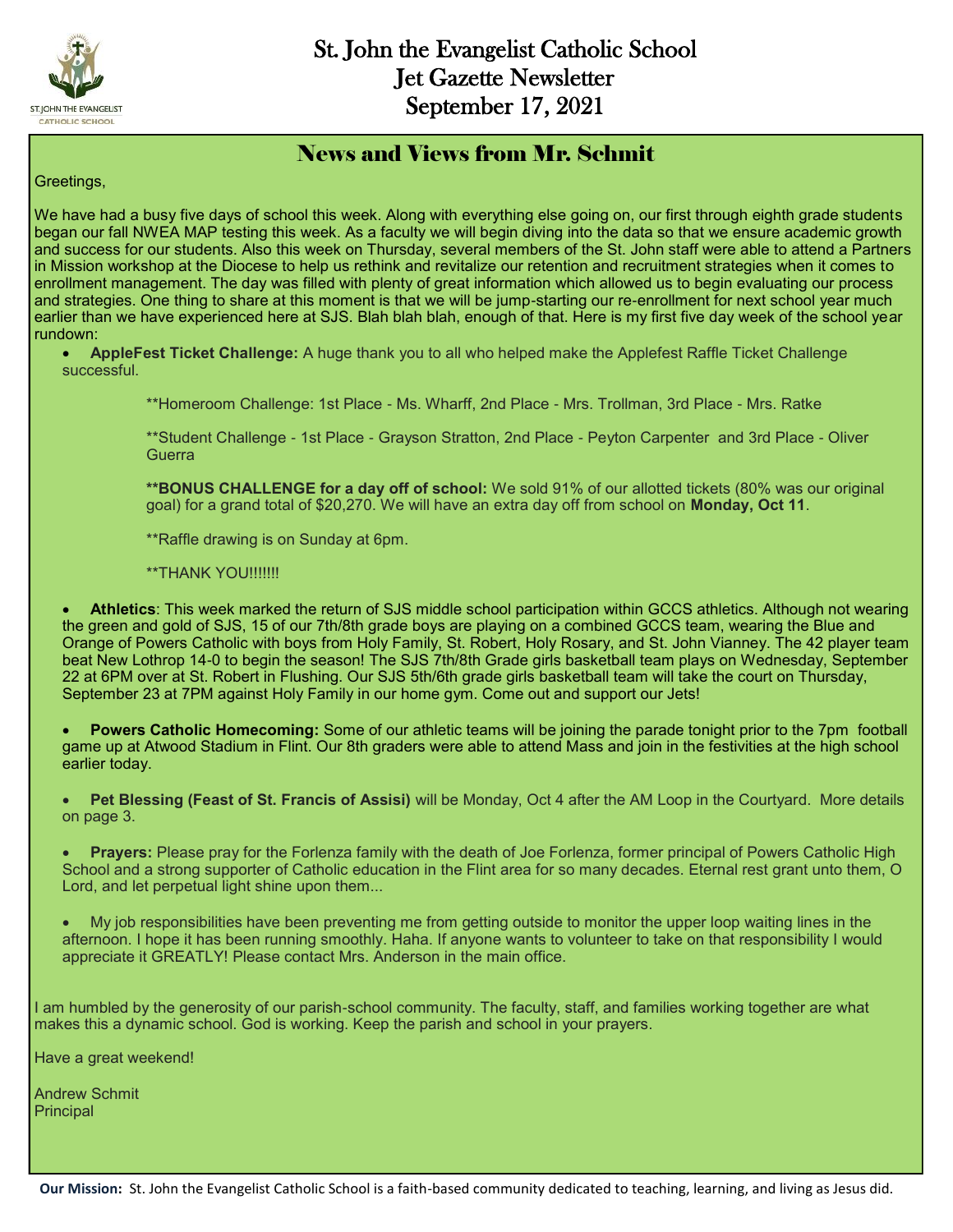# St. John the Evangelist Catholic School
# Jet Gazette Newsletter
# September 17, 2021

## News and Views from Mr. Schmit

Greetings,

We have had a busy five days of school this week. Along with everything else going on, our first through eighth grade students began our fall NWEA MAP testing this week. As a faculty we will begin diving into the data so that we ensure academic growth and success for our students. Also this week on Thursday, several members of the St. John staff were able to attend a Partners in Mission workshop at the Diocese to help us rethink and revitalize our retention and recruitment strategies when it comes to enrollment management. The day was filled with plenty of great information which allowed us to begin evaluating our process and strategies. One thing to share at this moment is that we will be jump-starting our re-enrollment for next school year much earlier than we have experienced here at SJS. Blah blah blah, enough of that. Here is my first five day week of the school year rundown:

- **AppleFest Ticket Challenge:** A huge thank you to all who helped make the Applefest Raffle Ticket Challenge successful.

  **Homeroom Challenge: 1st Place - Ms. Wharff, 2nd Place - Mrs. Trollman, 3rd Place - Mrs. Ratke

  **Student Challenge - 1st Place - Grayson Stratton, 2nd Place - Peyton Carpenter and 3rd Place - Oliver Guerra

  **\*\*BONUS CHALLENGE for a day off of school:** We sold 91% of our allotted tickets (80% was our original goal) for a grand total of $20,270. We will have an extra day off from school on **Monday, Oct 11**.

  **Raffle drawing is on Sunday at 6pm.

  **THANK YOU!!!!!!!

- **Athletics**: This week marked the return of SJS middle school participation within GCCS athletics. Although not wearing the green and gold of SJS, 15 of our 7th/8th grade boys are playing on a combined GCCS team, wearing the Blue and Orange of Powers Catholic with boys from Holy Family, St. Robert, Holy Rosary, and St. John Vianney. The 42 player team beat New Lothrop 14-0 to begin the season! The SJS 7th/8th Grade girls basketball team plays on Wednesday, September 22 at 6PM over at St. Robert in Flushing. Our SJS 5th/6th grade girls basketball team will take the court on Thursday, September 23 at 7PM against Holy Family in our home gym. Come out and support our Jets!

- **Powers Catholic Homecoming:** Some of our athletic teams will be joining the parade tonight prior to the 7pm football game up at Atwood Stadium in Flint. Our 8th graders were able to attend Mass and join in the festivities at the high school earlier today.

- **Pet Blessing (Feast of St. Francis of Assisi)** will be Monday, Oct 4 after the AM Loop in the Courtyard. More details on page 3.

- **Prayers:** Please pray for the Forlenza family with the death of Joe Forlenza, former principal of Powers Catholic High School and a strong supporter of Catholic education in the Flint area for so many decades. Eternal rest grant unto them, O Lord, and let perpetual light shine upon them...

- My job responsibilities have been preventing me from getting outside to monitor the upper loop waiting lines in the afternoon. I hope it has been running smoothly. Haha. If anyone wants to volunteer to take on that responsibility I would appreciate it GREATLY! Please contact Mrs. Anderson in the main office.

I am humbled by the generosity of our parish-school community. The faculty, staff, and families working together are what makes this a dynamic school. God is working. Keep the parish and school in your prayers.

Have a great weekend!

Andrew Schmit
Principal

**Our Mission:** St. John the Evangelist Catholic School is a faith-based community dedicated to teaching, learning, and living as Jesus did.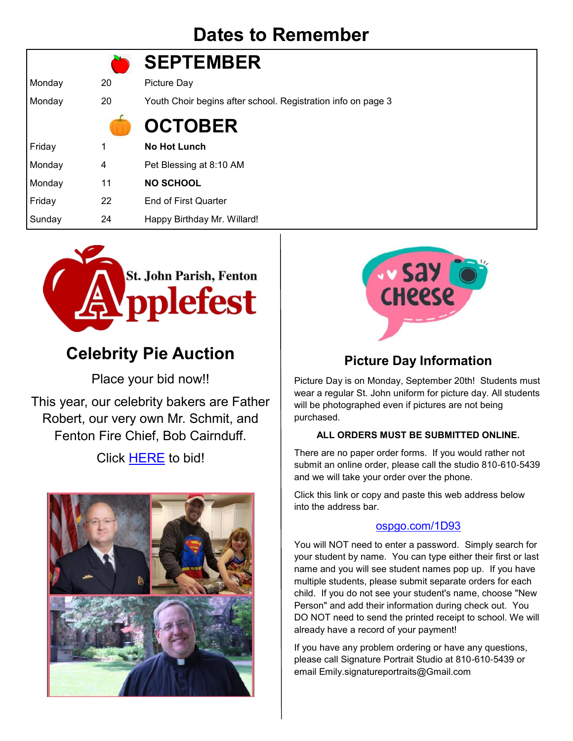# Dates to Remember

| | | |
|---|---|---|
| | | **SEPTEMBER** |
| Monday | 20 | Picture Day |
| Monday | 20 | Youth Choir begins after school. Registration info on page 3 |
| | | **OCTOBER** |
| Friday | 1 | **No Hot Lunch** |
| Monday | 4 | Pet Blessing at 8:10 AM |
| Monday | 11 | **NO SCHOOL** |
| Friday | 22 | End of First Quarter |
| Sunday | 24 | Happy Birthday Mr. Willard! |

St. John Parish, Fenton Applefest

## Celebrity Pie Auction

Place your bid now!!

This year, our celebrity bakers are Father Robert, our very own Mr. Schmit, and Fenton Fire Chief, Bob Cairnduff.

Click HERE to bid!

Say cheese

## Picture Day Information

Picture Day is on Monday, September 20th! Students must wear a regular St. John uniform for picture day. All students will be photographed even if pictures are not being purchased.

**ALL ORDERS MUST BE SUBMITTED ONLINE.**

There are no paper order forms. If you would rather not submit an online order, please call the studio 810-610-5439 and we will take your order over the phone.

Click this link or copy and paste this web address below into the address bar.

ospgo.com/1D93

You will NOT need to enter a password. Simply search for your student by name. You can type either their first or last name and you will see student names pop up. If you have multiple students, please submit separate orders for each child. If you do not see your student's name, choose "New Person" and add their information during check out. You DO NOT need to send the printed receipt to school. We will already have a record of your payment!

If you have any problem ordering or have any questions, please call Signature Portrait Studio at 810-610-5439 or email Emily.signatureportraits@Gmail.com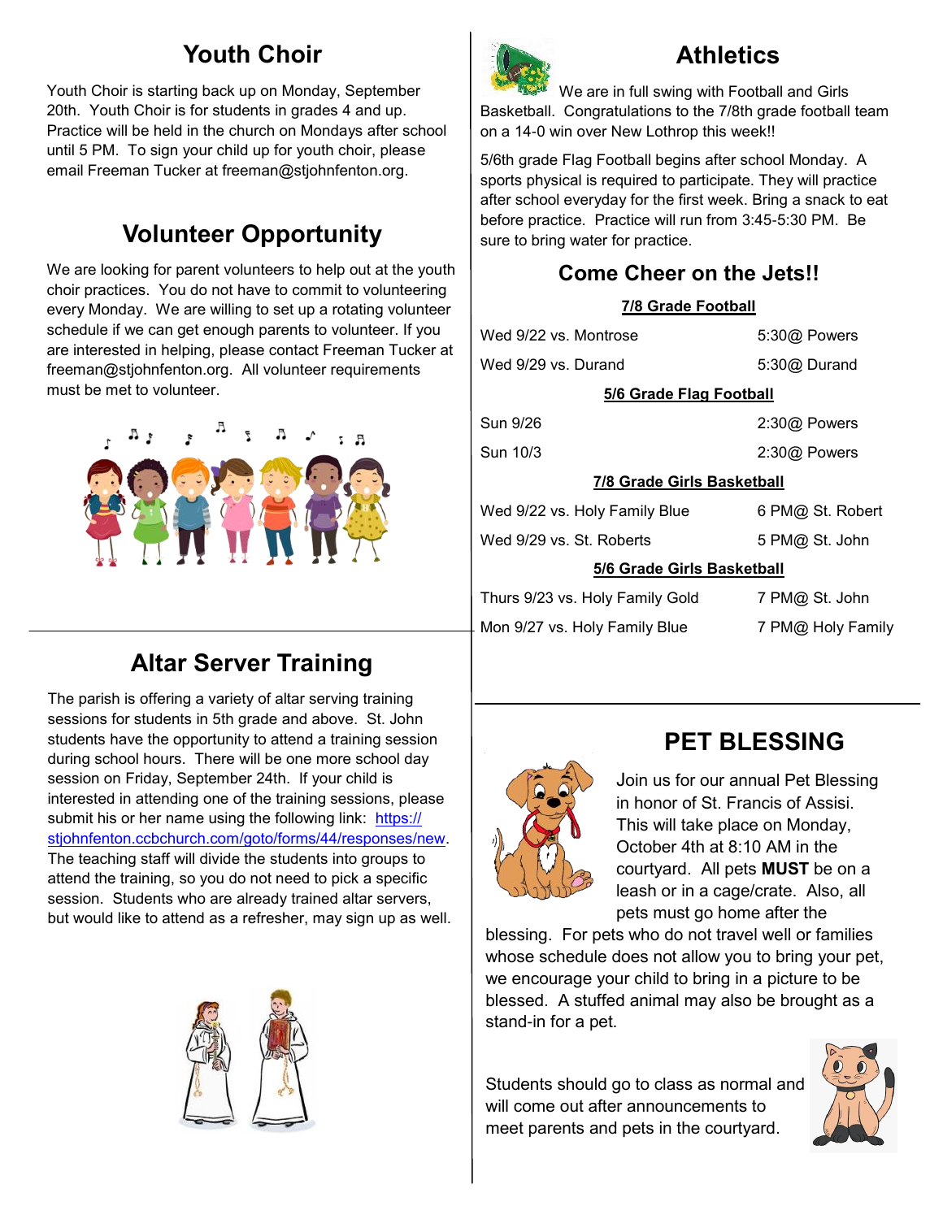## Youth Choir

Youth Choir is starting back up on Monday, September 20th. Youth Choir is for students in grades 4 and up. Practice will be held in the church on Mondays after school until 5 PM. To sign your child up for youth choir, please email Freeman Tucker at freeman@stjohnfenton.org.

## Volunteer Opportunity

We are looking for parent volunteers to help out at the youth choir practices. You do not have to commit to volunteering every Monday. We are willing to set up a rotating volunteer schedule if we can get enough parents to volunteer. If you are interested in helping, please contact Freeman Tucker at freeman@stjohnfenton.org. All volunteer requirements must be met to volunteer.

## Altar Server Training

The parish is offering a variety of altar serving training sessions for students in 5th grade and above. St. John students have the opportunity to attend a training session during school hours. There will be one more school day session on Friday, September 24th. If your child is interested in attending one of the training sessions, please submit his or her name using the following link: https://stjohnfenton.ccbchurch.com/goto/forms/44/responses/new. The teaching staff will divide the students into groups to attend the training, so you do not need to pick a specific session. Students who are already trained altar servers, but would like to attend as a refresher, may sign up as well.

## Athletics

We are in full swing with Football and Girls Basketball. Congratulations to the 7/8th grade football team on a 14-0 win over New Lothrop this week!!

5/6th grade Flag Football begins after school Monday. A sports physical is required to participate. They will practice after school everyday for the first week. Bring a snack to eat before practice. Practice will run from 3:45-5:30 PM. Be sure to bring water for practice.

### Come Cheer on the Jets!!

**7/8 Grade Football**

| | |
|---|---|
| Wed 9/22 vs. Montrose | 5:30@ Powers |
| Wed 9/29 vs. Durand | 5:30@ Durand |

**5/6 Grade Flag Football**

| | |
|---|---|
| Sun 9/26 | 2:30@ Powers |
| Sun 10/3 | 2:30@ Powers |

**7/8 Grade Girls Basketball**

| | |
|---|---|
| Wed 9/22 vs. Holy Family Blue | 6 PM@ St. Robert |
| Wed 9/29 vs. St. Roberts | 5 PM@ St. John |

**5/6 Grade Girls Basketball**

| | |
|---|---|
| Thurs 9/23 vs. Holy Family Gold | 7 PM@ St. John |
| Mon 9/27 vs. Holy Family Blue | 7 PM@ Holy Family |

## PET BLESSING

Join us for our annual Pet Blessing in honor of St. Francis of Assisi. This will take place on Monday, October 4th at 8:10 AM in the courtyard. All pets **MUST** be on a leash or in a cage/crate. Also, all pets must go home after the blessing. For pets who do not travel well or families whose schedule does not allow you to bring your pet, we encourage your child to bring in a picture to be blessed. A stuffed animal may also be brought as a stand-in for a pet.

Students should go to class as normal and will come out after announcements to meet parents and pets in the courtyard.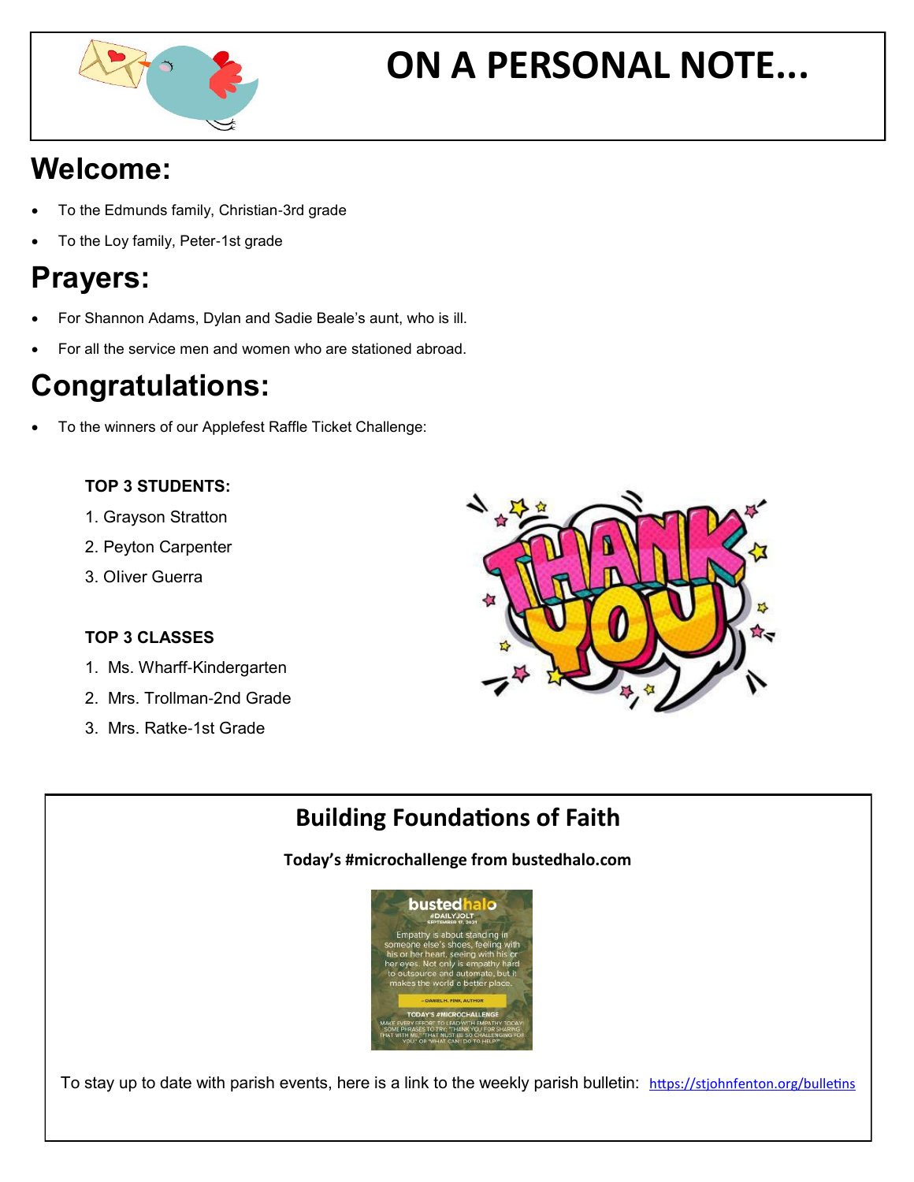# ON A PERSONAL NOTE...

## Welcome:

- To the Edmunds family, Christian-3rd grade
- To the Loy family, Peter-1st grade

## Prayers:

- For Shannon Adams, Dylan and Sadie Beale's aunt, who is ill.
- For all the service men and women who are stationed abroad.

## Congratulations:

- To the winners of our Applefest Raffle Ticket Challenge:

**TOP 3 STUDENTS:**

1. Grayson Stratton
2. Peyton Carpenter
3. Oliver Guerra

**TOP 3 CLASSES**

1. Ms. Wharff-Kindergarten
2. Mrs. Trollman-2nd Grade
3. Mrs. Ratke-1st Grade

## Building Foundations of Faith

**Today's #microchallenge from bustedhalo.com**

To stay up to date with parish events, here is a link to the weekly parish bulletin: https://stjohnfenton.org/bulletins